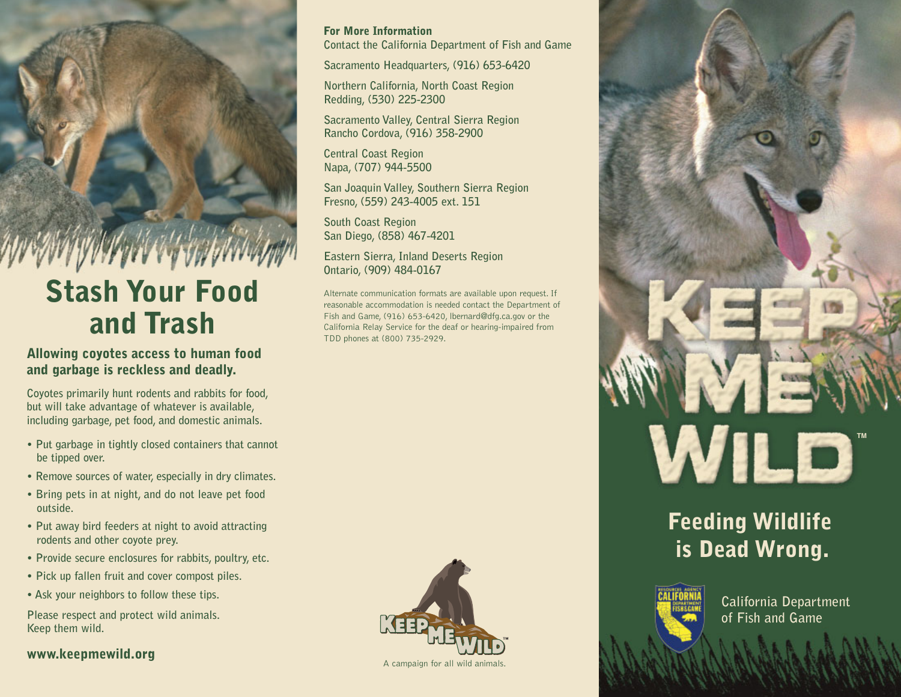# Stash Your Food and Trash

## Allowing coyotes access to human food and garbage is reckless and deadly.

Coyotes primarily hunt rodents and rabbits for food, but will take advantage of whatever is available, including garbage, pet food, and domestic animals.

- Put garbage in tightly closed containers that cannot be tipped over.
- Remove sources of water, especially in dry climates.
- Bring pets in at night, and do not leave pet food outside.
- Put away bird feeders at night to avoid attracting rodents and other coyote prey.
- Provide secure enclosures for rabbits, poultry, etc.
- Pick up fallen fruit and cover compost piles.
- Ask your neighbors to follow these tips.

Please respect and protect wild animals. Keep them wild.

**www.keepmewild.org**

**For More Information**
Contact the California Department of Fish and Game

Sacramento Headquarters, (916) 653-6420

Northern California, North Coast Region
Redding, (530) 225-2300

Sacramento Valley, Central Sierra Region
Rancho Cordova, (916) 358-2900

Central Coast Region
Napa, (707) 944-5500

San Joaquin Valley, Southern Sierra Region
Fresno, (559) 243-4005 ext. 151

South Coast Region
San Diego, (858) 467-4201

Eastern Sierra, Inland Deserts Region
Ontario, (909) 484-0167

Alternate communication formats are available upon request. If reasonable accommodation is needed contact the Department of Fish and Game, (916) 653-6420, lbernard@dfg.ca.gov or the California Relay Service for the deaf or hearing-impaired from TDD phones at (800) 735-2929.

KEEP ME WILD™

A campaign for all wild animals.

# KEEP ME WILD™

## Feeding Wildlife is Dead Wrong.

California Department of Fish and Game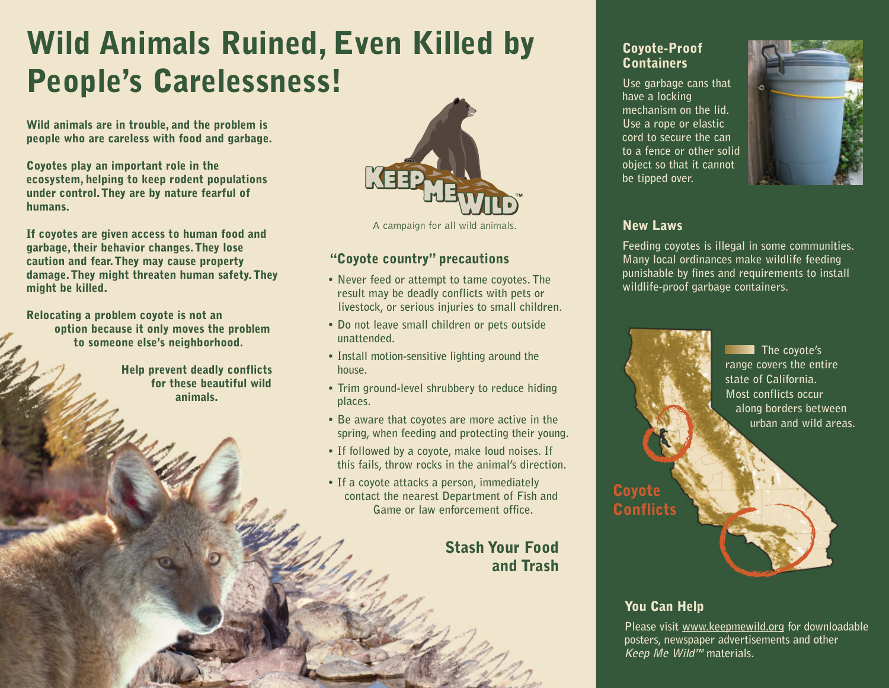# Wild Animals Ruined, Even Killed by People's Carelessness!

**Wild animals are in trouble, and the problem is people who are careless with food and garbage.**

**Coyotes play an important role in the ecosystem, helping to keep rodent populations under control. They are by nature fearful of humans.**

**If coyotes are given access to human food and garbage, their behavior changes. They lose caution and fear. They may cause property damage. They might threaten human safety. They might be killed.**

**Relocating a problem coyote is not an option because it only moves the problem to someone else's neighborhood.**

**Help prevent deadly conflicts for these beautiful wild animals.**

KEEP ME WILD™

A campaign for all wild animals.

## "Coyote country" precautions

- Never feed or attempt to tame coyotes. The result may be deadly conflicts with pets or livestock, or serious injuries to small children.
- Do not leave small children or pets outside unattended.
- Install motion-sensitive lighting around the house.
- Trim ground-level shrubbery to reduce hiding places.
- Be aware that coyotes are more active in the spring, when feeding and protecting their young.
- If followed by a coyote, make loud noises. If this fails, throw rocks in the animal's direction.
- If a coyote attacks a person, immediately contact the nearest Department of Fish and Game or law enforcement office.

**Stash Your Food and Trash**

## Coyote-Proof Containers

Use garbage cans that have a locking mechanism on the lid. Use a rope or elastic cord to secure the can to a fence or other solid object so that it cannot be tipped over.

## New Laws

Feeding coyotes is illegal in some communities. Many local ordinances make wildlife feeding punishable by fines and requirements to install wildlife-proof garbage containers.

The coyote's range covers the entire state of California. Most conflicts occur along borders between urban and wild areas.

Coyote Conflicts

## You Can Help

Please visit www.keepmewild.org for downloadable posters, newspaper advertisements and other *Keep Me Wild™* materials.